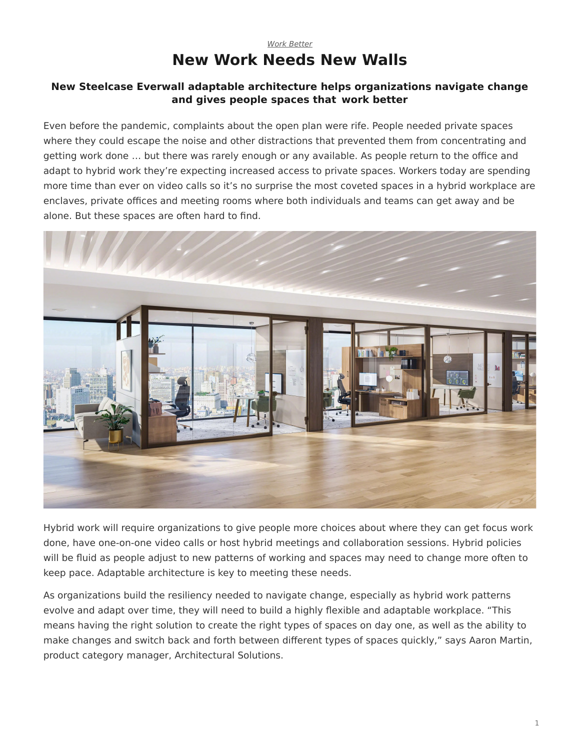*Work Better*

# New Work Needs New Walls

### New Steelcase Everwall adaptable architecture helps organizations navigate change and gives people spaces that work better

Even before the pandemic, complaints about the open plan were rife. People needed private spaces where they could escape the noise and other distractions that prevented them from concentrating and getting work done … but there was rarely enough or any available. As people return to the office and adapt to hybrid work they're expecting increased access to private spaces. Workers today are spending more time than ever on video calls so it's no surprise the most coveted spaces in a hybrid workplace are enclaves, private offices and meeting rooms where both individuals and teams can get away and be alone. But these spaces are often hard to find.

Hybrid work will require organizations to give people more choices about where they can get focus work done, have one-on-one video calls or host hybrid meetings and collaboration sessions. Hybrid policies will be fluid as people adjust to new patterns of working and spaces may need to change more often to keep pace. Adaptable architecture is key to meeting these needs.

As organizations build the resiliency needed to navigate change, especially as hybrid work patterns evolve and adapt over time, they will need to build a highly flexible and adaptable workplace. "This means having the right solution to create the right types of spaces on day one, as well as the ability to make changes and switch back and forth between different types of spaces quickly," says Aaron Martin, product category manager, Architectural Solutions.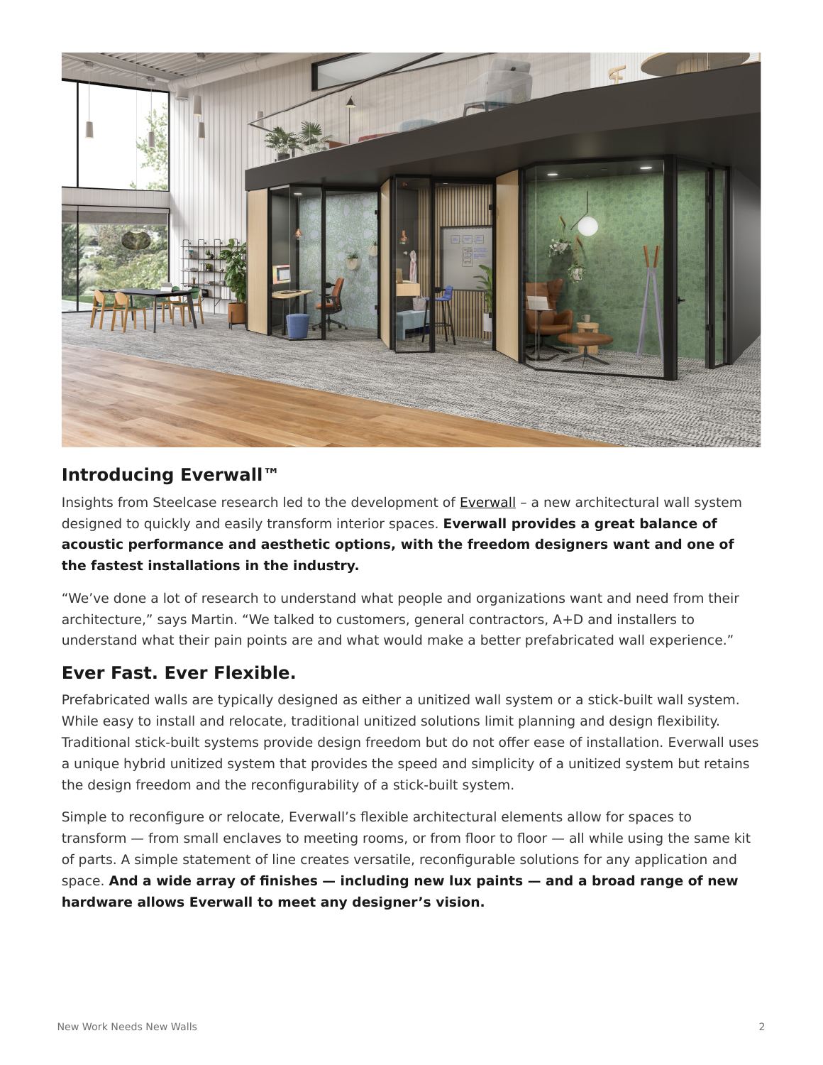## Introducing Everwall™

Insights from Steelcase research led to the development of Everwall – a new architectural wall system designed to quickly and easily transform interior spaces. **Everwall provides a great balance of acoustic performance and aesthetic options, with the freedom designers want and one of the fastest installations in the industry.**

"We've done a lot of research to understand what people and organizations want and need from their architecture," says Martin. "We talked to customers, general contractors, A+D and installers to understand what their pain points are and what would make a better prefabricated wall experience."

## Ever Fast. Ever Flexible.

Prefabricated walls are typically designed as either a unitized wall system or a stick-built wall system. While easy to install and relocate, traditional unitized solutions limit planning and design flexibility. Traditional stick-built systems provide design freedom but do not offer ease of installation. Everwall uses a unique hybrid unitized system that provides the speed and simplicity of a unitized system but retains the design freedom and the reconfigurability of a stick-built system.

Simple to reconfigure or relocate, Everwall's flexible architectural elements allow for spaces to transform — from small enclaves to meeting rooms, or from floor to floor — all while using the same kit of parts. A simple statement of line creates versatile, reconfigurable solutions for any application and space. **And a wide array of finishes — including new lux paints — and a broad range of new hardware allows Everwall to meet any designer's vision.**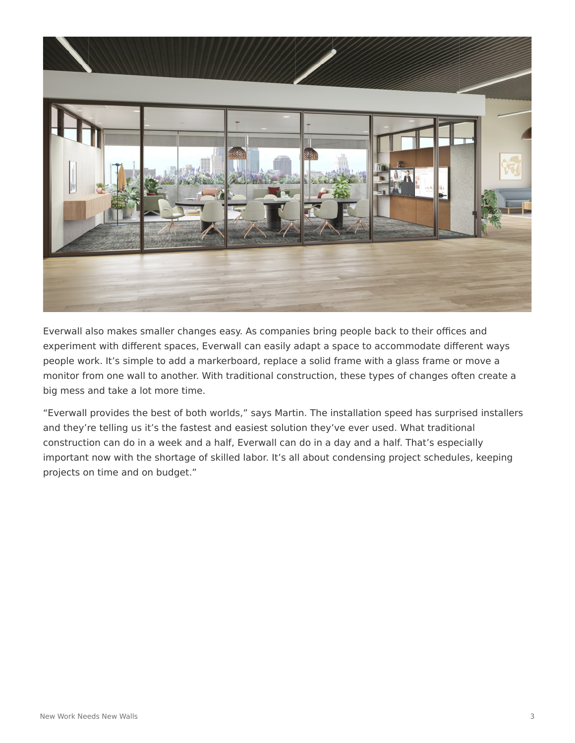Everwall also makes smaller changes easy. As companies bring people back to their offices and experiment with different spaces, Everwall can easily adapt a space to accommodate different ways people work. It's simple to add a markerboard, replace a solid frame with a glass frame or move a monitor from one wall to another. With traditional construction, these types of changes often create a big mess and take a lot more time.

"Everwall provides the best of both worlds," says Martin. The installation speed has surprised installers and they're telling us it's the fastest and easiest solution they've ever used. What traditional construction can do in a week and a half, Everwall can do in a day and a half. That's especially important now with the shortage of skilled labor. It's all about condensing project schedules, keeping projects on time and on budget."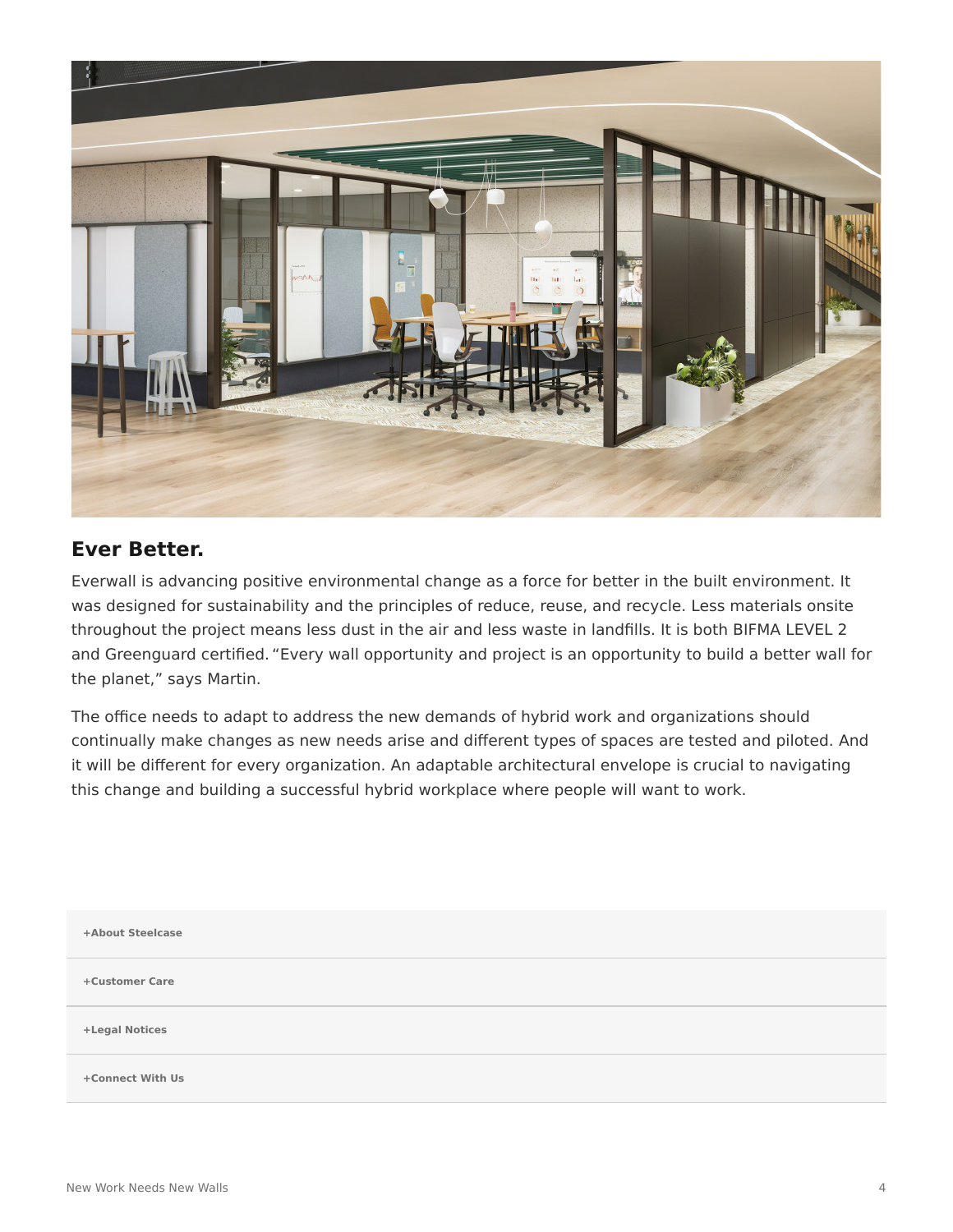## Ever Better.

Everwall is advancing positive environmental change as a force for better in the built environment. It was designed for sustainability and the principles of reduce, reuse, and recycle. Less materials onsite throughout the project means less dust in the air and less waste in landfills. It is both BIFMA LEVEL 2 and Greenguard certified. "Every wall opportunity and project is an opportunity to build a better wall for the planet," says Martin.

The office needs to adapt to address the new demands of hybrid work and organizations should continually make changes as new needs arise and different types of spaces are tested and piloted. And it will be different for every organization. An adaptable architectural envelope is crucial to navigating this change and building a successful hybrid workplace where people will want to work.

**+About Steelcase**

**+Customer Care**

**+Legal Notices**

**+Connect With Us**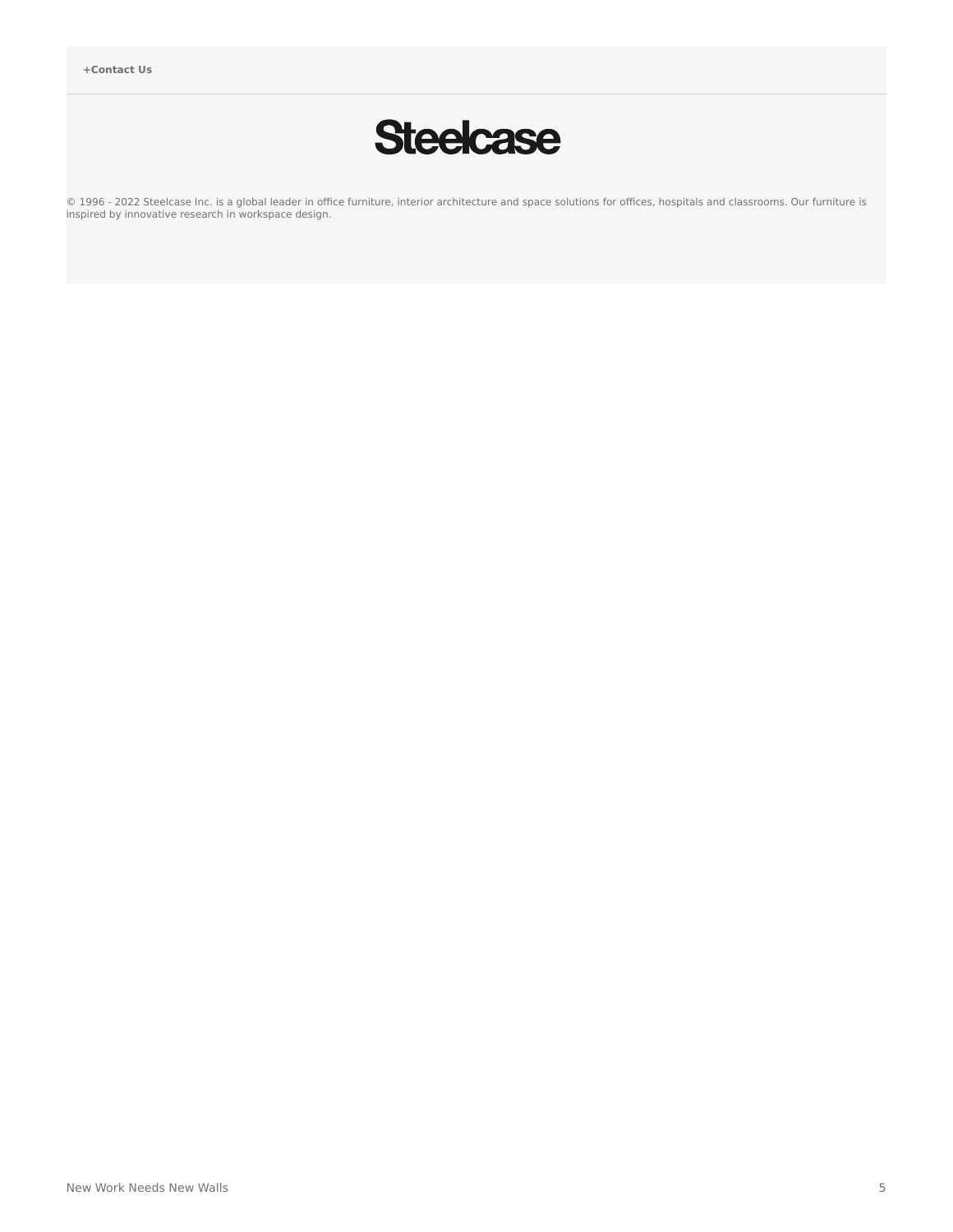**+Contact Us**

Steelcase

© 1996 - 2022 Steelcase Inc. is a global leader in office furniture, interior architecture and space solutions for offices, hospitals and classrooms. Our furniture is inspired by innovative research in workspace design.